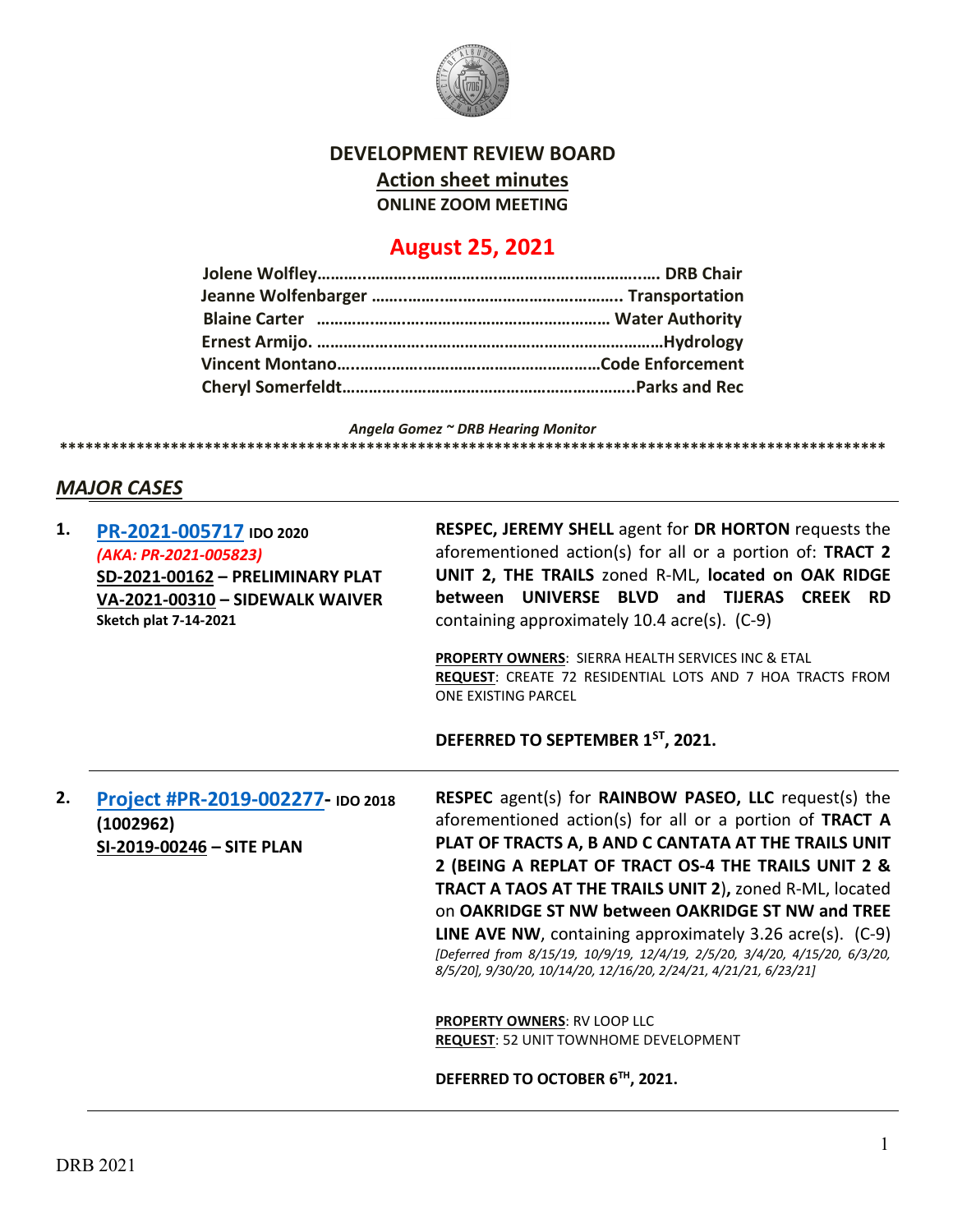# DEVELOPMENT REVIEW BOARD

## Action sheet minutes

### ONLINE ZOOM MEETING

## August 25, 2021

**Jolene Wolfley……………………………………………………………. DRB Chair**
**Jeanne Wolfenbarger ………………………………………………….. Transportation**
**Blaine Carter ……………………………………………………… Water Authority**
**Ernest Armijo. ……………………………………………………………………Hydrology**
**Vincent Montano……………………………………………………Code Enforcement**
**Cheryl Somerfeldt………………………………………………………..Parks and Rec**

*Angela Gomez ~ DRB Hearing Monitor*

****************************************************************************************************

## *MAJOR CASES*

**1. PR-2021-005717** **IDO 2020**
*(AKA: PR-2021-005823)*
**SD-2021-00162 – PRELIMINARY PLAT**
**VA-2021-00310 – SIDEWALK WAIVER**
**Sketch plat 7-14-2021**

**RESPEC, JEREMY SHELL** agent for **DR HORTON** requests the aforementioned action(s) for all or a portion of: **TRACT 2 UNIT 2, THE TRAILS** zoned R-ML, **located on OAK RIDGE between UNIVERSE BLVD and TIJERAS CREEK RD** containing approximately 10.4 acre(s). (C-9)

**PROPERTY OWNERS**: SIERRA HEALTH SERVICES INC & ETAL
**REQUEST**: CREATE 72 RESIDENTIAL LOTS AND 7 HOA TRACTS FROM ONE EXISTING PARCEL

**DEFERRED TO SEPTEMBER 1ST, 2021.**

---

**2. Project #PR-2019-002277- IDO 2018**
**(1002962)**
**SI-2019-00246 – SITE PLAN**

**RESPEC** agent(s) for **RAINBOW PASEO, LLC** request(s) the aforementioned action(s) for all or a portion of **TRACT A PLAT OF TRACTS A, B AND C CANTATA AT THE TRAILS UNIT 2 (BEING A REPLAT OF TRACT OS-4 THE TRAILS UNIT 2 & TRACT A TAOS AT THE TRAILS UNIT 2),** zoned R-ML, located on **OAKRIDGE ST NW between OAKRIDGE ST NW and TREE LINE AVE NW**, containing approximately 3.26 acre(s). (C-9)
*[Deferred from 8/15/19, 10/9/19, 12/4/19, 2/5/20, 3/4/20, 4/15/20, 6/3/20, 8/5/20], 9/30/20, 10/14/20, 12/16/20, 2/24/21, 4/21/21, 6/23/21]*

**PROPERTY OWNERS**: RV LOOP LLC
**REQUEST**: 52 UNIT TOWNHOME DEVELOPMENT

**DEFERRED TO OCTOBER 6TH, 2021.**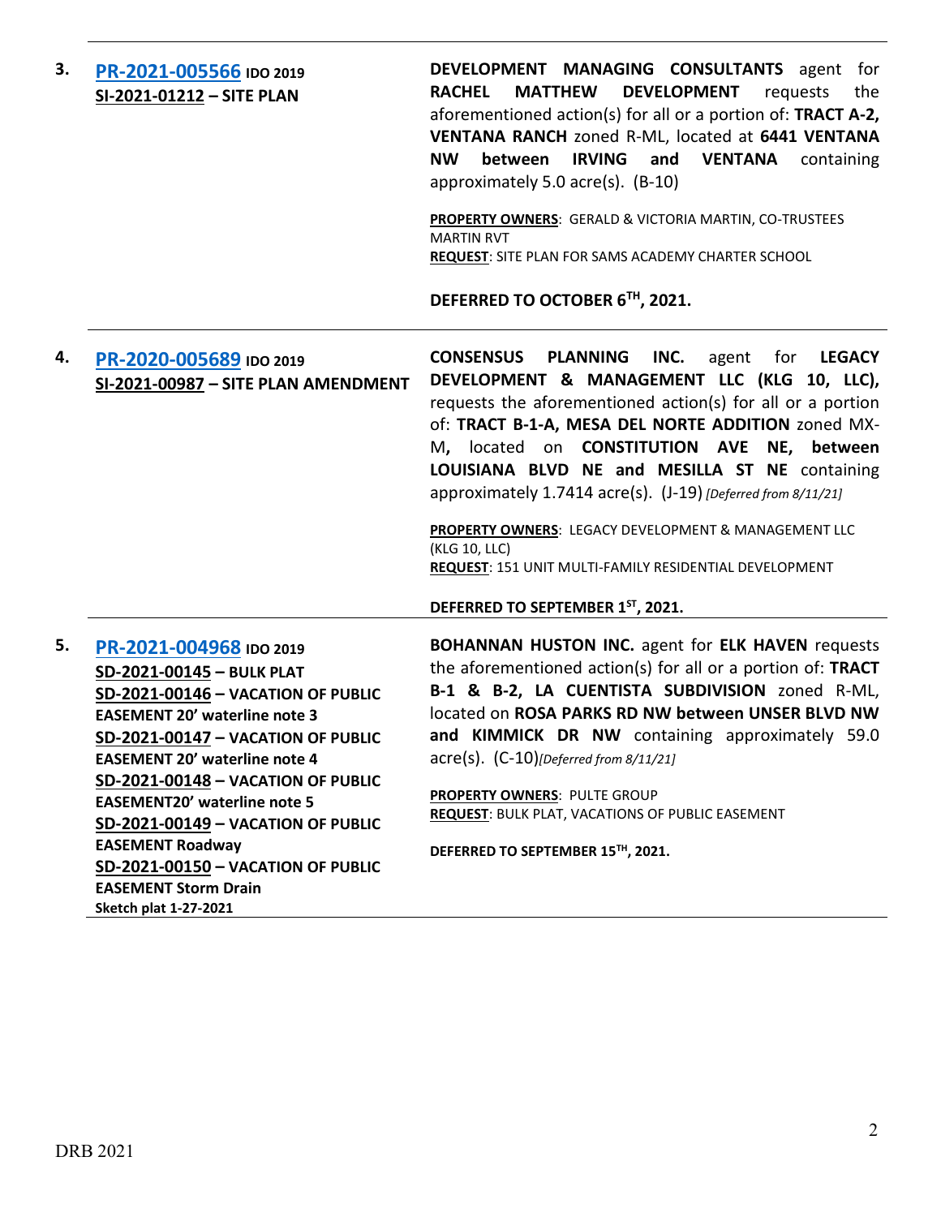| | | |
|---|---|---|
| 3. | **PR-2021-005566** **IDO 2019**<br>**SI-2021-01212 – SITE PLAN** | **DEVELOPMENT MANAGING CONSULTANTS** agent for **RACHEL MATTHEW DEVELOPMENT** requests the aforementioned action(s) for all or a portion of: **TRACT A-2, VENTANA RANCH** zoned R-ML, located at **6441 VENTANA NW between IRVING and VENTANA** containing approximately 5.0 acre(s). (B-10)<br><br>**PROPERTY OWNERS**: GERALD & VICTORIA MARTIN, CO-TRUSTEES MARTIN RVT<br>**REQUEST**: SITE PLAN FOR SAMS ACADEMY CHARTER SCHOOL<br><br>**DEFERRED TO OCTOBER 6TH, 2021.** |
| 4. | **PR-2020-005689** **IDO 2019**<br>**SI-2021-00987 – SITE PLAN AMENDMENT** | **CONSENSUS PLANNING INC.** agent for **LEGACY DEVELOPMENT & MANAGEMENT LLC (KLG 10, LLC),** requests the aforementioned action(s) for all or a portion of: **TRACT B-1-A, MESA DEL NORTE ADDITION** zoned MX-M**,** located on **CONSTITUTION AVE NE, between LOUISIANA BLVD NE and MESILLA ST NE** containing approximately 1.7414 acre(s). (J-19) *[Deferred from 8/11/21]*<br><br>**PROPERTY OWNERS**: LEGACY DEVELOPMENT & MANAGEMENT LLC (KLG 10, LLC)<br>**REQUEST**: 151 UNIT MULTI-FAMILY RESIDENTIAL DEVELOPMENT<br><br>**DEFERRED TO SEPTEMBER 1ST, 2021.** |
| 5. | **PR-2021-004968** **IDO 2019**<br>**SD-2021-00145 – BULK PLAT**<br>**SD-2021-00146 – VACATION OF PUBLIC EASEMENT 20' waterline note 3**<br>**SD-2021-00147 – VACATION OF PUBLIC EASEMENT 20' waterline note 4**<br>**SD-2021-00148 – VACATION OF PUBLIC EASEMENT20' waterline note 5**<br>**SD-2021-00149 – VACATION OF PUBLIC EASEMENT Roadway**<br>**SD-2021-00150 – VACATION OF PUBLIC EASEMENT Storm Drain**<br>**Sketch plat 1-27-2021** | **BOHANNAN HUSTON INC.** agent for **ELK HAVEN** requests the aforementioned action(s) for all or a portion of: **TRACT B-1 & B-2, LA CUENTISTA SUBDIVISION** zoned R-ML, located on **ROSA PARKS RD NW between UNSER BLVD NW and KIMMICK DR NW** containing approximately 59.0 acre(s). (C-10)*[Deferred from 8/11/21]*<br><br>**PROPERTY OWNERS**: PULTE GROUP<br>**REQUEST**: BULK PLAT, VACATIONS OF PUBLIC EASEMENT<br><br>**DEFERRED TO SEPTEMBER 15TH, 2021.** |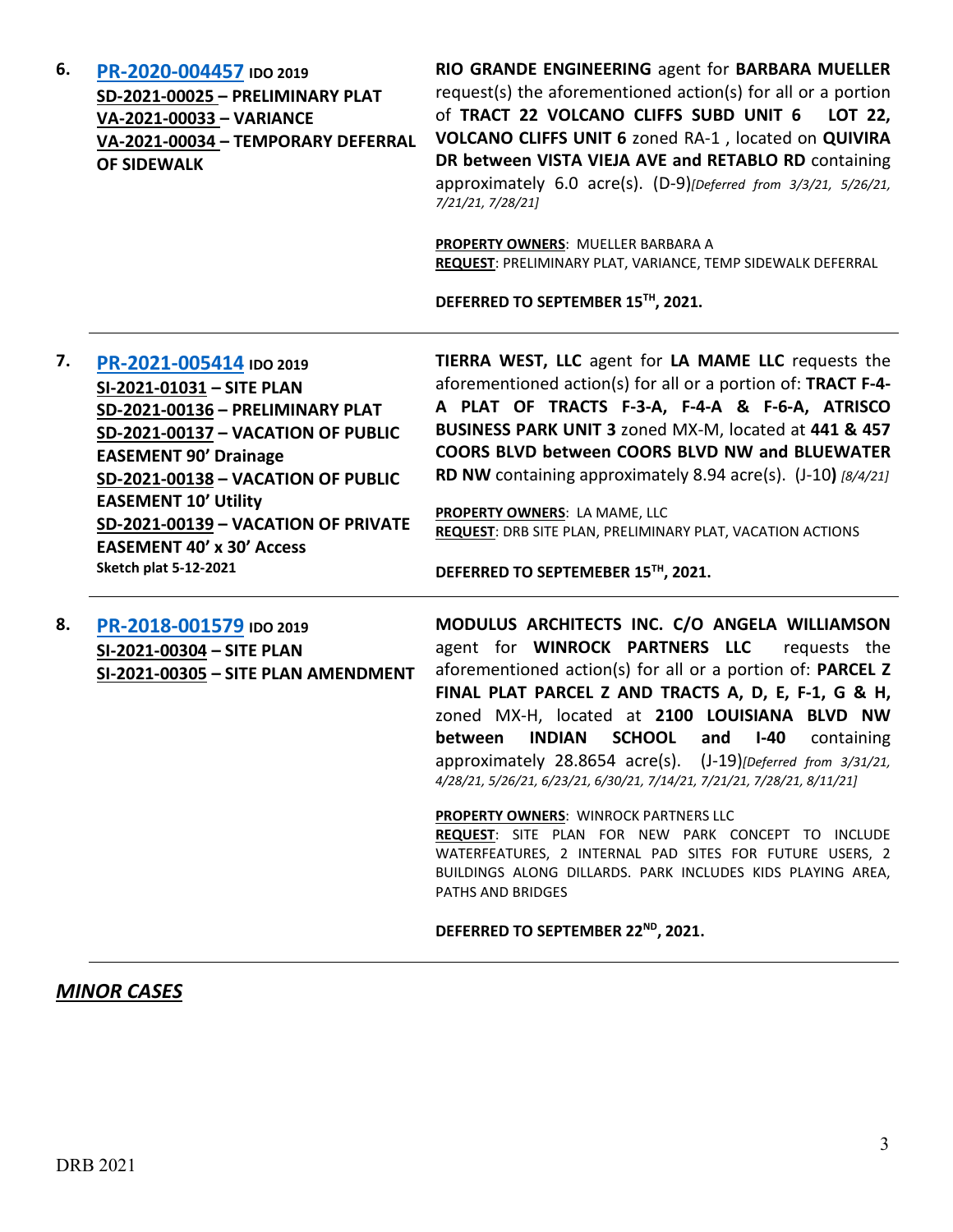6. **PR-2020-004457** **IDO 2019**
**SD-2021-00025 – PRELIMINARY PLAT**
**VA-2021-00033 – VARIANCE**
**VA-2021-00034 – TEMPORARY DEFERRAL OF SIDEWALK**

**RIO GRANDE ENGINEERING** agent for **BARBARA MUELLER** request(s) the aforementioned action(s) for all or a portion of **TRACT 22 VOLCANO CLIFFS SUBD UNIT 6 LOT 22, VOLCANO CLIFFS UNIT 6** zoned RA-1 , located on **QUIVIRA DR between VISTA VIEJA AVE and RETABLO RD** containing approximately 6.0 acre(s). (D-9)*[Deferred from 3/3/21, 5/26/21, 7/21/21, 7/28/21]*

**PROPERTY OWNERS**: MUELLER BARBARA A
**REQUEST**: PRELIMINARY PLAT, VARIANCE, TEMP SIDEWALK DEFERRAL

**DEFERRED TO SEPTEMBER 15TH, 2021.**

---

7. **PR-2021-005414** **IDO 2019**
**SI-2021-01031 – SITE PLAN**
**SD-2021-00136 – PRELIMINARY PLAT**
**SD-2021-00137 – VACATION OF PUBLIC EASEMENT 90' Drainage**
**SD-2021-00138 – VACATION OF PUBLIC EASEMENT 10' Utility**
**SD-2021-00139 – VACATION OF PRIVATE EASEMENT 40' x 30' Access**
**Sketch plat 5-12-2021**

**TIERRA WEST, LLC** agent for **LA MAME LLC** requests the aforementioned action(s) for all or a portion of: **TRACT F-4-A PLAT OF TRACTS F-3-A, F-4-A & F-6-A, ATRISCO BUSINESS PARK UNIT 3** zoned MX-M, located at **441 & 457 COORS BLVD between COORS BLVD NW and BLUEWATER RD NW** containing approximately 8.94 acre(s). (J-10**)** *[8/4/21]*

**PROPERTY OWNERS**: LA MAME, LLC
**REQUEST**: DRB SITE PLAN, PRELIMINARY PLAT, VACATION ACTIONS

**DEFERRED TO SEPTEMEBER 15TH, 2021.**

---

8. **PR-2018-001579** **IDO 2019**
**SI-2021-00304 – SITE PLAN**
**SI-2021-00305 – SITE PLAN AMENDMENT**

**MODULUS ARCHITECTS INC. C/O ANGELA WILLIAMSON** agent for **WINROCK PARTNERS LLC** requests the aforementioned action(s) for all or a portion of: **PARCEL Z FINAL PLAT PARCEL Z AND TRACTS A, D, E, F-1, G & H,** zoned MX-H, located at **2100 LOUISIANA BLVD NW between INDIAN SCHOOL and I-40** containing approximately 28.8654 acre(s). (J-19)*[Deferred from 3/31/21, 4/28/21, 5/26/21, 6/23/21, 6/30/21, 7/14/21, 7/21/21, 7/28/21, 8/11/21]*

**PROPERTY OWNERS**: WINROCK PARTNERS LLC
**REQUEST**: SITE PLAN FOR NEW PARK CONCEPT TO INCLUDE WATERFEATURES, 2 INTERNAL PAD SITES FOR FUTURE USERS, 2 BUILDINGS ALONG DILLARDS. PARK INCLUDES KIDS PLAYING AREA, PATHS AND BRIDGES

**DEFERRED TO SEPTEMBER 22ND, 2021.**

---

## ***MINOR CASES***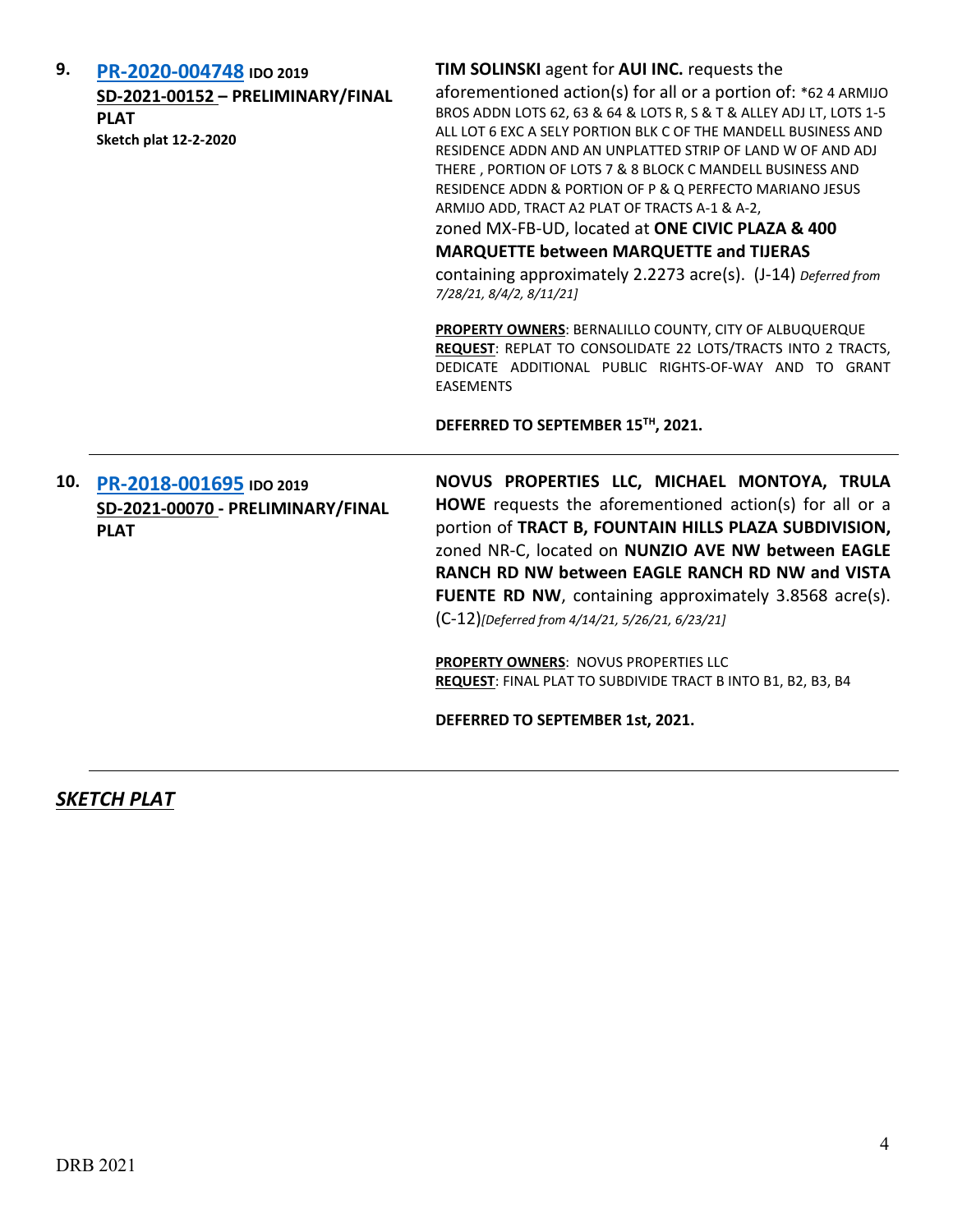**9.** **PR-2020-004748** **IDO 2019**
**SD-2021-00152 – PRELIMINARY/FINAL PLAT**
**Sketch plat 12-2-2020**

**TIM SOLINSKI** agent for **AUI INC.** requests the aforementioned action(s) for all or a portion of: *62 4 ARMIJO BROS ADDN LOTS 62, 63 & 64 & LOTS R, S & T & ALLEY ADJ LT, LOTS 1-5 ALL LOT 6 EXC A SELY PORTION BLK C OF THE MANDELL BUSINESS AND RESIDENCE ADDN AND AN UNPLATTED STRIP OF LAND W OF AND ADJ THERE , PORTION OF LOTS 7 & 8 BLOCK C MANDELL BUSINESS AND RESIDENCE ADDN & PORTION OF P & Q PERFECTO MARIANO JESUS ARMIJO ADD, TRACT A2 PLAT OF TRACTS A-1 & A-2, zoned MX-FB-UD, located at **ONE CIVIC PLAZA & 400 MARQUETTE between MARQUETTE and TIJERAS** containing approximately 2.2273 acre(s). (J-14) *Deferred from 7/28/21, 8/4/2, 8/11/21]*

**PROPERTY OWNERS**: BERNALILLO COUNTY, CITY OF ALBUQUERQUE
**REQUEST**: REPLAT TO CONSOLIDATE 22 LOTS/TRACTS INTO 2 TRACTS, DEDICATE ADDITIONAL PUBLIC RIGHTS-OF-WAY AND TO GRANT EASEMENTS

**DEFERRED TO SEPTEMBER 15TH, 2021.**

---

**10.** **PR-2018-001695** **IDO 2019**
**SD-2021-00070 - PRELIMINARY/FINAL PLAT**

**NOVUS PROPERTIES LLC, MICHAEL MONTOYA, TRULA HOWE** requests the aforementioned action(s) for all or a portion of **TRACT B, FOUNTAIN HILLS PLAZA SUBDIVISION,** zoned NR-C, located on **NUNZIO AVE NW between EAGLE RANCH RD NW between EAGLE RANCH RD NW and VISTA FUENTE RD NW**, containing approximately 3.8568 acre(s). (C-12)*[Deferred from 4/14/21, 5/26/21, 6/23/21]*

**PROPERTY OWNERS**: NOVUS PROPERTIES LLC
**REQUEST**: FINAL PLAT TO SUBDIVIDE TRACT B INTO B1, B2, B3, B4

**DEFERRED TO SEPTEMBER 1st, 2021.**

---

## ***SKETCH PLAT***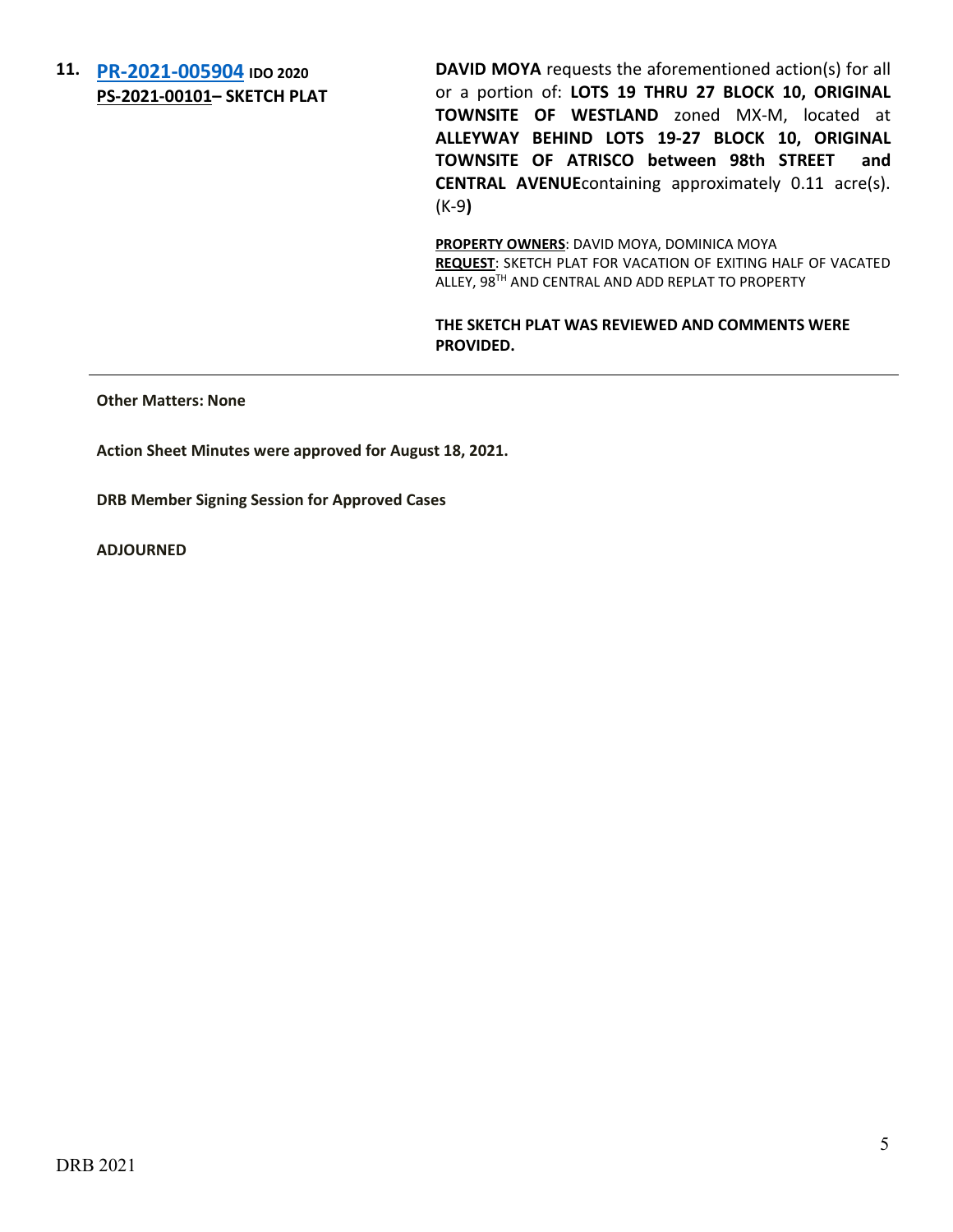**11.** **[PR-2021-005904](PR-2021-005904)** **IDO 2020**
**PS-2021-00101– SKETCH PLAT**

**DAVID MOYA** requests the aforementioned action(s) for all or a portion of: **LOTS 19 THRU 27 BLOCK 10, ORIGINAL TOWNSITE OF WESTLAND** zoned MX-M, located at **ALLEYWAY BEHIND LOTS 19-27 BLOCK 10, ORIGINAL TOWNSITE OF ATRISCO between 98th STREET and CENTRAL AVENUE**containing approximately 0.11 acre(s). (K-9**)**

**PROPERTY OWNERS**: DAVID MOYA, DOMINICA MOYA
**REQUEST**: SKETCH PLAT FOR VACATION OF EXITING HALF OF VACATED ALLEY, 98TH AND CENTRAL AND ADD REPLAT TO PROPERTY

**THE SKETCH PLAT WAS REVIEWED AND COMMENTS WERE PROVIDED.**

---

**Other Matters: None**

**Action Sheet Minutes were approved for August 18, 2021.**

**DRB Member Signing Session for Approved Cases**

**ADJOURNED**